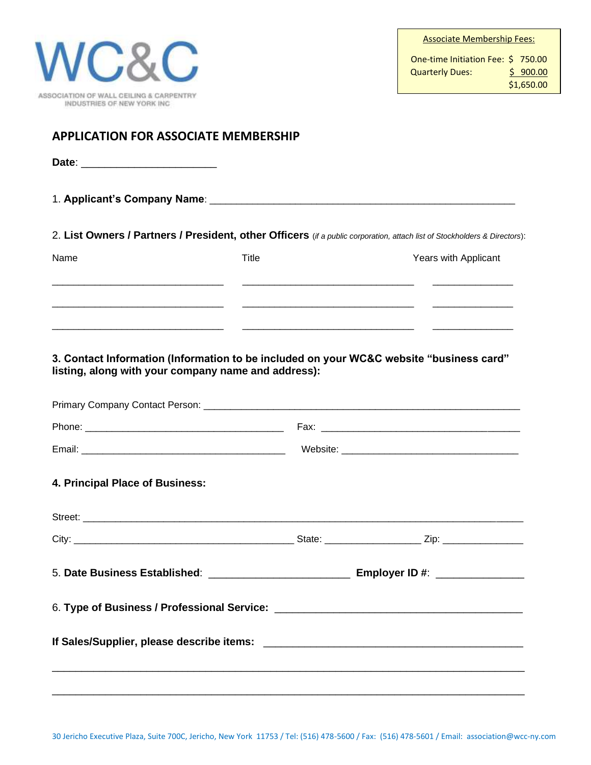WC&C

ASSOCIATION OF WALL CEILING & CARPENTRY INDUSTRIES OF NEW YORK INC

| Associate Membership Fees: | |
|---|---|
| One-time Initiation Fee: | $ 750.00 |
| Quarterly Dues: | $ 900.00 |
| | $1,650.00 |

## APPLICATION FOR ASSOCIATE MEMBERSHIP

**Date**: _______________________

1. **Applicant's Company Name**: ____________________________________________________

2. **List Owners / Partners / President, other Officers** (*if a public corporation, attach list of Stockholders & Directors*):

| Name | Title | Years with Applicant |
|---|---|---|
| _____________________________ | _____________________________ | _____________ |
| _____________________________ | _____________________________ | _____________ |
| _____________________________ | _____________________________ | _____________ |

**3. Contact Information (Information to be included on your WC&C website "business card" listing, along with your company name and address):**

Primary Company Contact Person: ______________________________________________________

Phone: _________________________________ Fax: _________________________________

Email: _________________________________ Website: ______________________________

**4. Principal Place of Business:**

Street: ___________________________________________________________________________

City: ______________________________________ State: ________________ Zip: _____________

5. **Date Business Established**: ________________________ **Employer ID #**: ______________

6. **Type of Business / Professional Service:** ________________________________________

**If Sales/Supplier, please describe items:** ____________________________________________

_________________________________________________________________________________

_________________________________________________________________________________

30 Jericho Executive Plaza, Suite 700C, Jericho, New York 11753 / Tel: (516) 478-5600 / Fax: (516) 478-5601 / Email: association@wcc-ny.com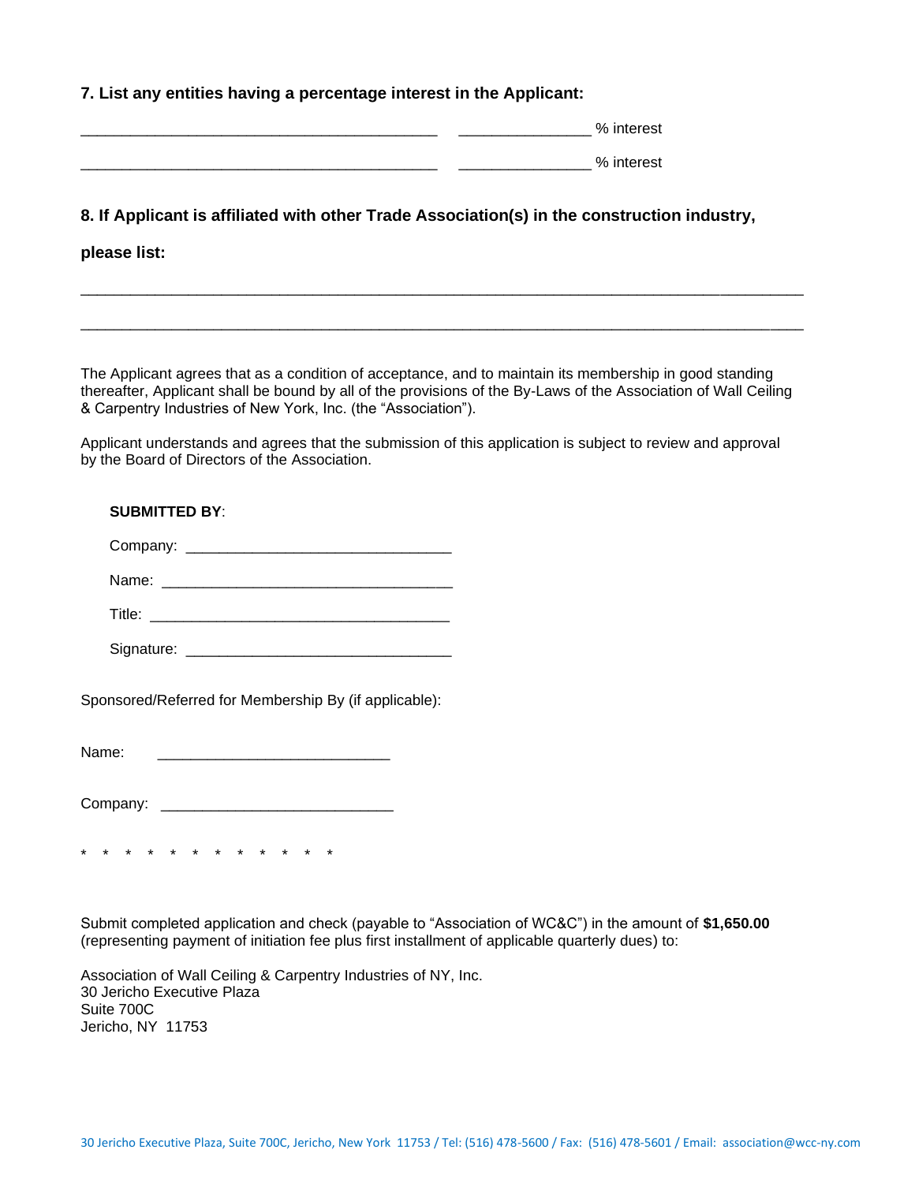**7. List any entities having a percentage interest in the Applicant:**

___________________________________________   _______________ % interest

___________________________________________   _______________ % interest

**8. If Applicant is affiliated with other Trade Association(s) in the construction industry, please list:**

_____________________________________________________________________________________

_____________________________________________________________________________________

The Applicant agrees that as a condition of acceptance, and to maintain its membership in good standing thereafter, Applicant shall be bound by all of the provisions of the By-Laws of the Association of Wall Ceiling & Carpentry Industries of New York, Inc. (the "Association").

Applicant understands and agrees that the submission of this application is subject to review and approval by the Board of Directors of the Association.

**SUBMITTED BY**:

Company: ________________________________

Name: __________________________________

Title: ___________________________________

Signature: _______________________________

Sponsored/Referred for Membership By (if applicable):

Name: ___________________________

Company: ___________________________

* * * * * * * * * * * *

Submit completed application and check (payable to "Association of WC&C") in the amount of **$1,650.00** (representing payment of initiation fee plus first installment of applicable quarterly dues) to:

Association of Wall Ceiling & Carpentry Industries of NY, Inc.
30 Jericho Executive Plaza
Suite 700C
Jericho, NY 11753